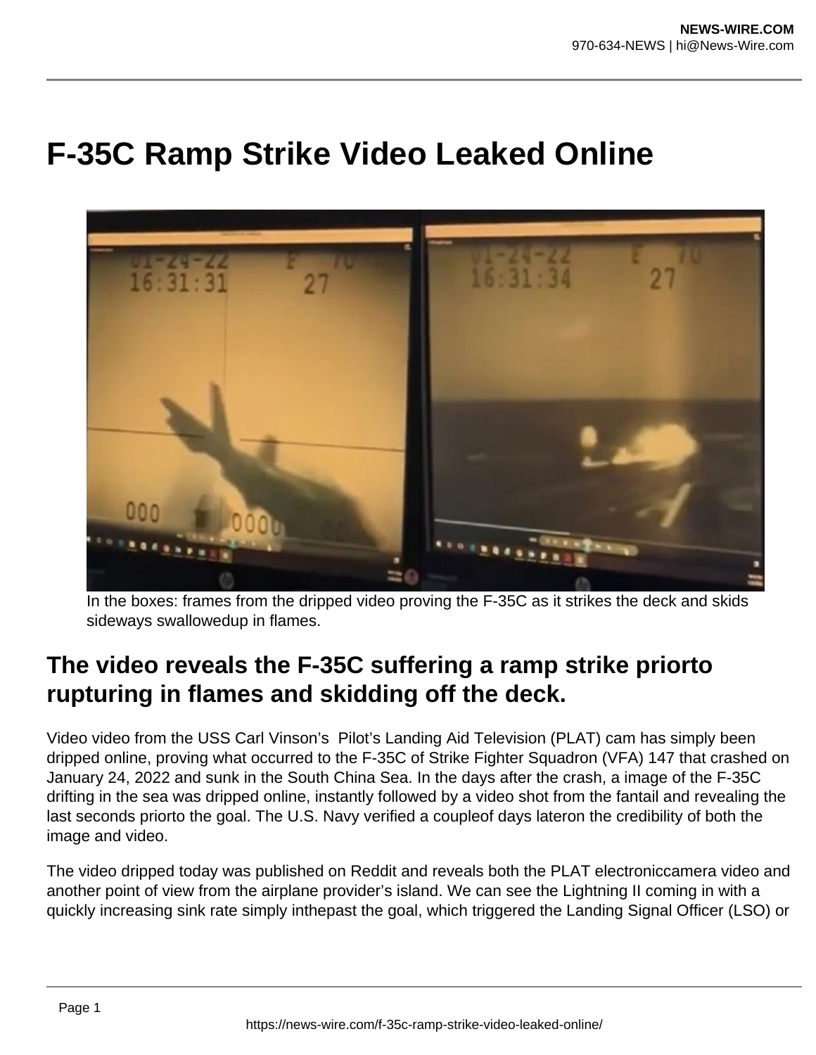# F-35C Ramp Strike Video Leaked Online

In the boxes: frames from the dripped video proving the F-35C as it strikes the deck and skids sideways swallowedup in flames.

## The video reveals the F-35C suffering a ramp strike priorto rupturing in flames and skidding off the deck.

Video video from the USS Carl Vinson's Pilot's Landing Aid Television (PLAT) cam has simply been dripped online, proving what occurred to the F-35C of Strike Fighter Squadron (VFA) 147 that crashed on January 24, 2022 and sunk in the South China Sea. In the days after the crash, a image of the F-35C drifting in the sea was dripped online, instantly followed by a video shot from the fantail and revealing the last seconds priorto the goal. The U.S. Navy verified a coupleof days lateron the credibility of both the image and video.

The video dripped today was published on Reddit and reveals both the PLAT electroniccamera video and another point of view from the airplane provider's island. We can see the Lightning II coming in with a quickly increasing sink rate simply inthepast the goal, which triggered the Landing Signal Officer (LSO) or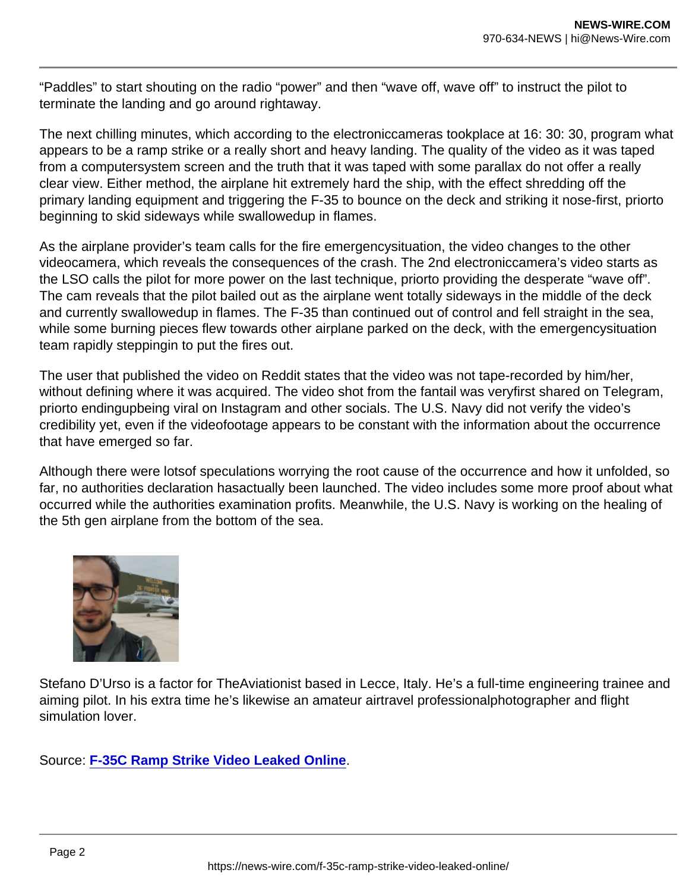“Paddles” to start shouting on the radio “power” and then “wave off, wave off” to instruct the pilot to terminate the landing and go around rightaway.

The next chilling minutes, which according to the electroniccameras tookplace at 16: 30: 30, program what appears to be a ramp strike or a really short and heavy landing. The quality of the video as it was taped from a computersystem screen and the truth that it was taped with some parallax do not offer a really clear view. Either method, the airplane hit extremely hard the ship, with the effect shredding off the primary landing equipment and triggering the F-35 to bounce on the deck and striking it nose-first, priorto beginning to skid sideways while swallowedup in flames.

As the airplane provider’s team calls for the fire emergencysituation, the video changes to the other videocamera, which reveals the consequences of the crash. The 2nd electroniccamera’s video starts as the LSO calls the pilot for more power on the last technique, priorto providing the desperate “wave off”. The cam reveals that the pilot bailed out as the airplane went totally sideways in the middle of the deck and currently swallowedup in flames. The F-35 than continued out of control and fell straight in the sea, while some burning pieces flew towards other airplane parked on the deck, with the emergencysituation team rapidly steppingin to put the fires out.

The user that published the video on Reddit states that the video was not tape-recorded by him/her, without defining where it was acquired. The video shot from the fantail was veryfirst shared on Telegram, priorto endingupbeing viral on Instagram and other socials. The U.S. Navy did not verify the video’s credibility yet, even if the videofootage appears to be constant with the information about the occurrence that have emerged so far.

Although there were lotsof speculations worrying the root cause of the occurrence and how it unfolded, so far, no authorities declaration hasactually been launched. The video includes some more proof about what occurred while the authorities examination profits. Meanwhile, the U.S. Navy is working on the healing of the 5th gen airplane from the bottom of the sea.

Stefano D’Urso is a factor for TheAviationist based in Lecce, Italy. He’s a full-time engineering trainee and aiming pilot. In his extra time he’s likewise an amateur airtravel professionalphotographer and flight simulation lover.

Source: **F-35C Ramp Strike Video Leaked Online**.